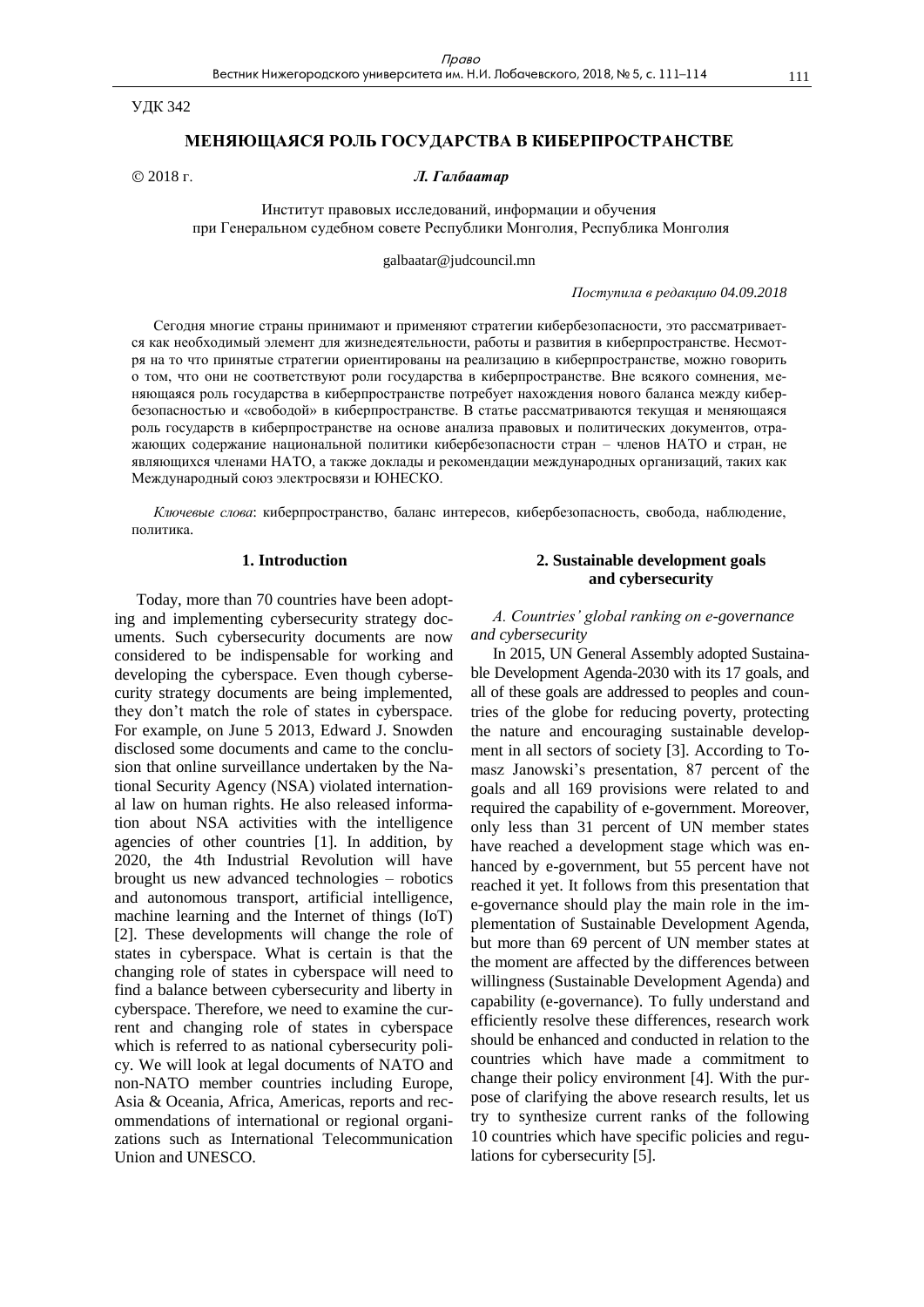УДК 342

# МЕНЯЮЩАЯСЯ РОЛЬ ГОСУДАРСТВА В КИБЕРПРОСТРАНСТВЕ

© 2018 г. ***Л. Галбаатар***

Институт правовых исследований, информации и обучения
при Генеральном судебном совете Республики Монголия, Республика Монголия

galbaatar@judcouncil.mn

*Поступила в редакцию 04.09.2018*

Сегодня многие страны принимают и применяют стратегии кибербезопасности, это рассматривается как необходимый элемент для жизнедеятельности, работы и развития в киберпространстве. Несмотря на то что принятые стратегии ориентированы на реализацию в киберпространстве, можно говорить о том, что они не соответствуют роли государства в киберпространстве. Вне всякого сомнения, меняющаяся роль государства в киберпространстве потребует нахождения нового баланса между кибербезопасностью и «свободой» в киберпространстве. В статье рассматриваются текущая и меняющаяся роль государств в киберпространстве на основе анализа правовых и политических документов, отражающих содержание национальной политики кибербезопасности стран – членов НАТО и стран, не являющихся членами НАТО, а также доклады и рекомендации международных организаций, таких как Международный союз электросвязи и ЮНЕСКО.

*Ключевые слова*: киберпространство, баланс интересов, кибербезопасность, свобода, наблюдение, политика.

## 1. Introduction

Today, more than 70 countries have been adopting and implementing cybersecurity strategy documents. Such cybersecurity documents are now considered to be indispensable for working and developing the cyberspace. Even though cybersecurity strategy documents are being implemented, they don't match the role of states in cyberspace. For example, on June 5 2013, Edward J. Snowden disclosed some documents and came to the conclusion that online surveillance undertaken by the National Security Agency (NSA) violated international law on human rights. He also released information about NSA activities with the intelligence agencies of other countries [1]. In addition, by 2020, the 4th Industrial Revolution will have brought us new advanced technologies – robotics and autonomous transport, artificial intelligence, machine learning and the Internet of things (IoT) [2]. These developments will change the role of states in cyberspace. What is certain is that the changing role of states in cyberspace will need to find a balance between cybersecurity and liberty in cyberspace. Therefore, we need to examine the current and changing role of states in cyberspace which is referred to as national cybersecurity policy. We will look at legal documents of NATO and non-NATO member countries including Europe, Asia & Oceania, Africa, Americas, reports and recommendations of international or regional organizations such as International Telecommunication Union and UNESCO.

## 2. Sustainable development goals and cybersecurity

### *A. Countries' global ranking on e-governance and cybersecurity*

In 2015, UN General Assembly adopted Sustainable Development Agenda-2030 with its 17 goals, and all of these goals are addressed to peoples and countries of the globe for reducing poverty, protecting the nature and encouraging sustainable development in all sectors of society [3]. According to Tomasz Janowski's presentation, 87 percent of the goals and all 169 provisions were related to and required the capability of e-government. Moreover, only less than 31 percent of UN member states have reached a development stage which was enhanced by e-government, but 55 percent have not reached it yet. It follows from this presentation that e-governance should play the main role in the implementation of Sustainable Development Agenda, but more than 69 percent of UN member states at the moment are affected by the differences between willingness (Sustainable Development Agenda) and capability (e-governance). To fully understand and efficiently resolve these differences, research work should be enhanced and conducted in relation to the countries which have made a commitment to change their policy environment [4]. With the purpose of clarifying the above research results, let us try to synthesize current ranks of the following 10 countries which have specific policies and regulations for cybersecurity [5].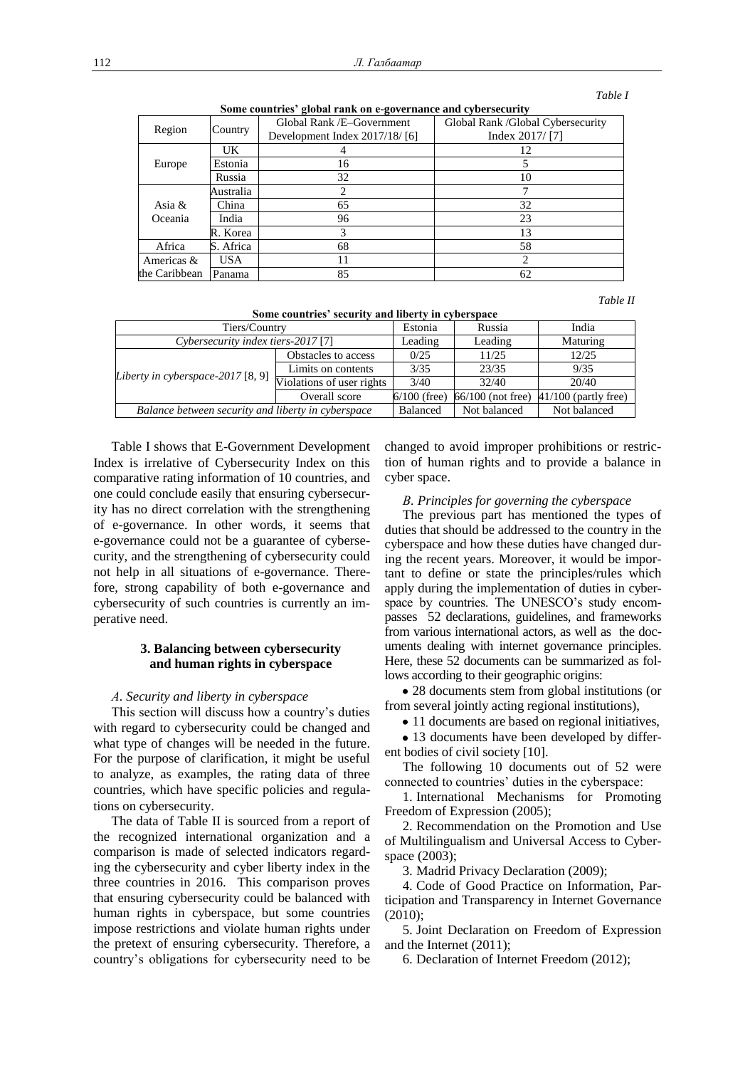*Table I*

**Some countries' global rank on e-governance and cybersecurity**

| Region | Country | Global Rank /E–Government Development Index 2017/18/ [6] | Global Rank /Global Cybersecurity Index 2017/ [7] |
|---|---|---|---|
| Europe | UK | 4 | 12 |
| | Estonia | 16 | 5 |
| | Russia | 32 | 10 |
| Asia & Oceania | Australia | 2 | 7 |
| | China | 65 | 32 |
| | India | 96 | 23 |
| | R. Korea | 3 | 13 |
| Africa | S. Africa | 68 | 58 |
| Americas & the Caribbean | USA | 11 | 2 |
| | Panama | 85 | 62 |

*Table II*

**Some countries' security and liberty in cyberspace**

| Tiers/Country | | Estonia | Russia | India |
|---|---|---|---|---|
| *Cybersecurity index tiers-2017* [7] | | Leading | Leading | Maturing |
| *Liberty in cyberspace-2017* [8, 9] | Obstacles to access | 0/25 | 11/25 | 12/25 |
| | Limits on contents | 3/35 | 23/35 | 9/35 |
| | Violations of user rights | 3/40 | 32/40 | 20/40 |
| | Overall score | 6/100 (free) | 66/100 (not free) | 41/100 (partly free) |
| *Balance between security and liberty in cyberspace* | | Balanced | Not balanced | Not balanced |

Table I shows that E-Government Development Index is irrelative of Cybersecurity Index on this comparative rating information of 10 countries, and one could conclude easily that ensuring cybersecurity has no direct correlation with the strengthening of e-governance. In other words, it seems that e-governance could not be a guarantee of cybersecurity, and the strengthening of cybersecurity could not help in all situations of e-governance. Therefore, strong capability of both e-governance and cybersecurity of such countries is currently an imperative need.

## 3. Balancing between cybersecurity and human rights in cyberspace

### *A. Security and liberty in cyberspace*

This section will discuss how a country's duties with regard to cybersecurity could be changed and what type of changes will be needed in the future. For the purpose of clarification, it might be useful to analyze, as examples, the rating data of three countries, which have specific policies and regulations on cybersecurity.

The data of Table II is sourced from a report of the recognized international organization and a comparison is made of selected indicators regarding the cybersecurity and cyber liberty index in the three countries in 2016. This comparison proves that ensuring cybersecurity could be balanced with human rights in cyberspace, but some countries impose restrictions and violate human rights under the pretext of ensuring cybersecurity. Therefore, a country's obligations for cybersecurity need to be changed to avoid improper prohibitions or restriction of human rights and to provide a balance in cyber space.

### *B. Principles for governing the cyberspace*

The previous part has mentioned the types of duties that should be addressed to the country in the cyberspace and how these duties have changed during the recent years. Moreover, it would be important to define or state the principles/rules which apply during the implementation of duties in cyberspace by countries. The UNESCO's study encompasses 52 declarations, guidelines, and frameworks from various international actors, as well as the documents dealing with internet governance principles. Here, these 52 documents can be summarized as follows according to their geographic origins:

- 28 documents stem from global institutions (or from several jointly acting regional institutions),
- 11 documents are based on regional initiatives,
- 13 documents have been developed by different bodies of civil society [10].

The following 10 documents out of 52 were connected to countries' duties in the cyberspace:

1. International Mechanisms for Promoting Freedom of Expression (2005);
2. Recommendation on the Promotion and Use of Multilingualism and Universal Access to Cyberspace (2003);
3. Madrid Privacy Declaration (2009);
4. Code of Good Practice on Information, Participation and Transparency in Internet Governance (2010);
5. Joint Declaration on Freedom of Expression and the Internet (2011);
6. Declaration of Internet Freedom (2012);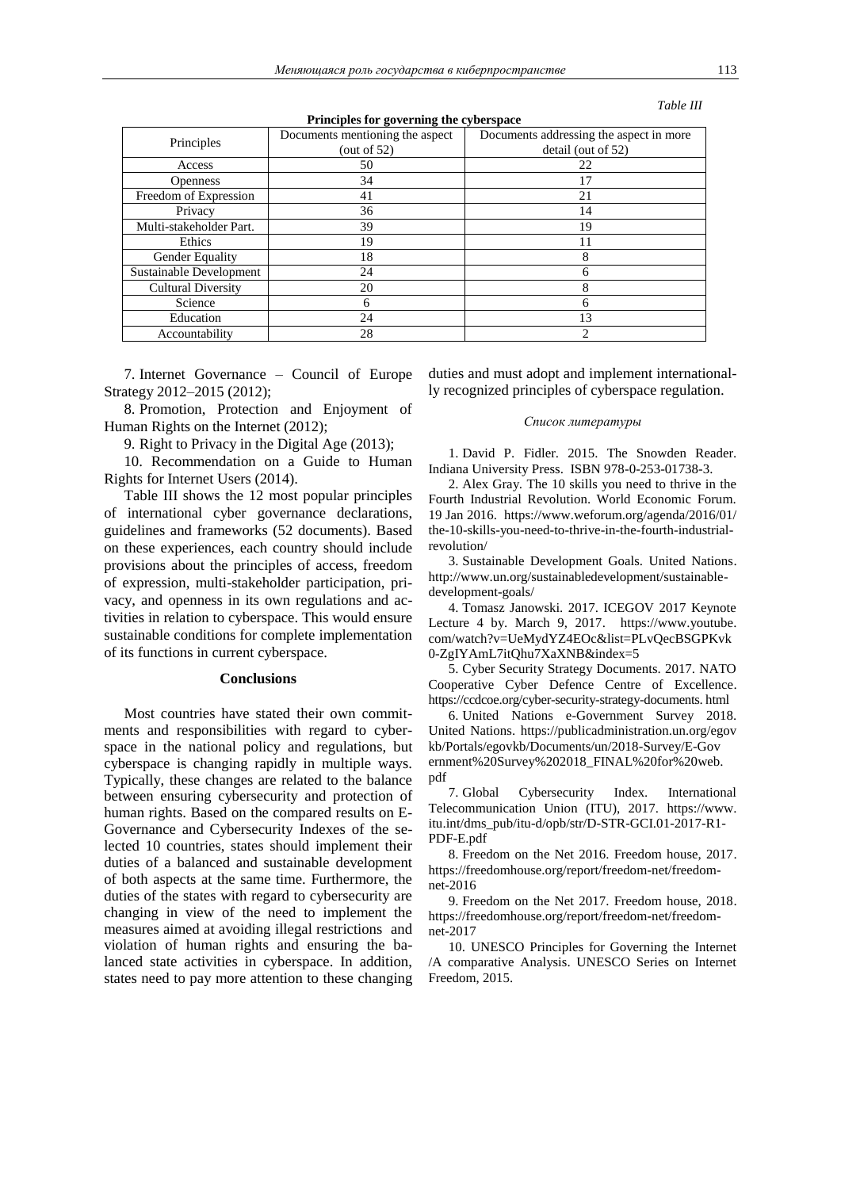*Table III*

**Principles for governing the cyberspace**

| Principles | Documents mentioning the aspect (out of 52) | Documents addressing the aspect in more detail (out of 52) |
|---|---|---|
| Access | 50 | 22 |
| Openness | 34 | 17 |
| Freedom of Expression | 41 | 21 |
| Privacy | 36 | 14 |
| Multi-stakeholder Part. | 39 | 19 |
| Ethics | 19 | 11 |
| Gender Equality | 18 | 8 |
| Sustainable Development | 24 | 6 |
| Cultural Diversity | 20 | 8 |
| Science | 6 | 6 |
| Education | 24 | 13 |
| Accountability | 28 | 2 |

7. Internet Governance – Council of Europe Strategy 2012–2015 (2012);

8. Promotion, Protection and Enjoyment of Human Rights on the Internet (2012);

9. Right to Privacy in the Digital Age (2013);

10. Recommendation on a Guide to Human Rights for Internet Users (2014).

Table III shows the 12 most popular principles of international cyber governance declarations, guidelines and frameworks (52 documents). Based on these experiences, each country should include provisions about the principles of access, freedom of expression, multi-stakeholder participation, privacy, and openness in its own regulations and activities in relation to cyberspace. This would ensure sustainable conditions for complete implementation of its functions in current cyberspace.

## Conclusions

Most countries have stated their own commitments and responsibilities with regard to cyberspace in the national policy and regulations, but cyberspace is changing rapidly in multiple ways. Typically, these changes are related to the balance between ensuring cybersecurity and protection of human rights. Based on the compared results on E-Governance and Cybersecurity Indexes of the selected 10 countries, states should implement their duties of a balanced and sustainable development of both aspects at the same time. Furthermore, the duties of the states with regard to cybersecurity are changing in view of the need to implement the measures aimed at avoiding illegal restrictions and violation of human rights and ensuring the balanced state activities in cyberspace. In addition, states need to pay more attention to these changing duties and must adopt and implement internationally recognized principles of cyberspace regulation.

*Список литературы*

1. David P. Fidler. 2015. The Snowden Reader. Indiana University Press. ISBN 978-0-253-01738-3.

2. Alex Gray. The 10 skills you need to thrive in the Fourth Industrial Revolution. World Economic Forum. 19 Jan 2016. https://www.weforum.org/agenda/2016/01/the-10-skills-you-need-to-thrive-in-the-fourth-industrial-revolution/

3. Sustainable Development Goals. United Nations. http://www.un.org/sustainabledevelopment/sustainable-development-goals/

4. Tomasz Janowski. 2017. ICEGOV 2017 Keynote Lecture 4 by. March 9, 2017. https://www.youtube.com/watch?v=UeMydYZ4EOc&list=PLvQecBSGPKvk0-ZgIYAmL7itQhu7XaXNB&index=5

5. Cyber Security Strategy Documents. 2017. NATO Cooperative Cyber Defence Centre of Excellence. https://ccdcoe.org/cyber-security-strategy-documents. html

6. United Nations e-Government Survey 2018. United Nations. https://publicadministration.un.org/egovkb/Portals/egovkb/Documents/un/2018-Survey/E-Government%20Survey%202018_FINAL%20for%20web.pdf

7. Global Cybersecurity Index. International Telecommunication Union (ITU), 2017. https://www.itu.int/dms_pub/itu-d/opb/str/D-STR-GCI.01-2017-R1-PDF-E.pdf

8. Freedom on the Net 2016. Freedom house, 2017. https://freedomhouse.org/report/freedom-net/freedom-net-2016

9. Freedom on the Net 2017. Freedom house, 2018. https://freedomhouse.org/report/freedom-net/freedom-net-2017

10. UNESCO Principles for Governing the Internet /A comparative Analysis. UNESCO Series on Internet Freedom, 2015.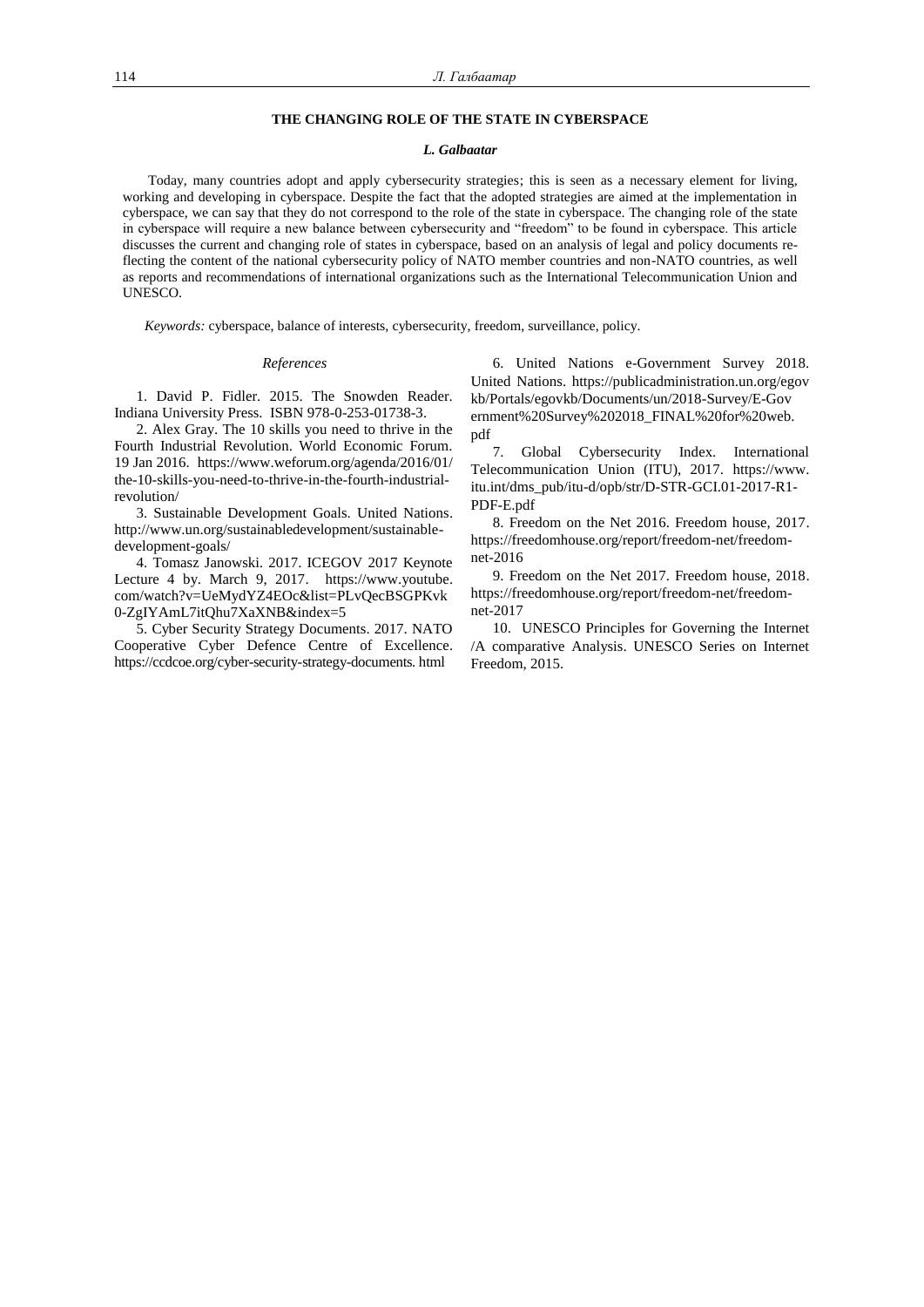## THE CHANGING ROLE OF THE STATE IN CYBERSPACE

***L. Galbaatar***

Today, many countries adopt and apply cybersecurity strategies; this is seen as a necessary element for living, working and developing in cyberspace. Despite the fact that the adopted strategies are aimed at the implementation in cyberspace, we can say that they do not correspond to the role of the state in cyberspace. The changing role of the state in cyberspace will require a new balance between cybersecurity and "freedom" to be found in cyberspace. This article discusses the current and changing role of states in cyberspace, based on an analysis of legal and policy documents reflecting the content of the national cybersecurity policy of NATO member countries and non-NATO countries, as well as reports and recommendations of international organizations such as the International Telecommunication Union and UNESCO.

*Keywords:* cyberspace, balance of interests, cybersecurity, freedom, surveillance, policy.

### *References*

1. David P. Fidler. 2015. The Snowden Reader. Indiana University Press. ISBN 978-0-253-01738-3.
2. Alex Gray. The 10 skills you need to thrive in the Fourth Industrial Revolution. World Economic Forum. 19 Jan 2016. https://www.weforum.org/agenda/2016/01/the-10-skills-you-need-to-thrive-in-the-fourth-industrial-revolution/
3. Sustainable Development Goals. United Nations. http://www.un.org/sustainabledevelopment/sustainable-development-goals/
4. Tomasz Janowski. 2017. ICEGOV 2017 Keynote Lecture 4 by. March 9, 2017. https://www.youtube.com/watch?v=UeMydYZ4EOc&list=PLvQecBSGPKvk0-ZgIYAmL7itQhu7XaXNB&index=5
5. Cyber Security Strategy Documents. 2017. NATO Cooperative Cyber Defence Centre of Excellence. https://ccdcoe.org/cyber-security-strategy-documents. html
6. United Nations e-Government Survey 2018. United Nations. https://publicadministration.un.org/egovkb/Portals/egovkb/Documents/un/2018-Survey/E-Government%20Survey%202018_FINAL%20for%20web.pdf
7. Global Cybersecurity Index. International Telecommunication Union (ITU), 2017. https://www.itu.int/dms_pub/itu-d/opb/str/D-STR-GCI.01-2017-R1-PDF-E.pdf
8. Freedom on the Net 2016. Freedom house, 2017. https://freedomhouse.org/report/freedom-net/freedom-net-2016
9. Freedom on the Net 2017. Freedom house, 2018. https://freedomhouse.org/report/freedom-net/freedom-net-2017
10. UNESCO Principles for Governing the Internet /A comparative Analysis. UNESCO Series on Internet Freedom, 2015.